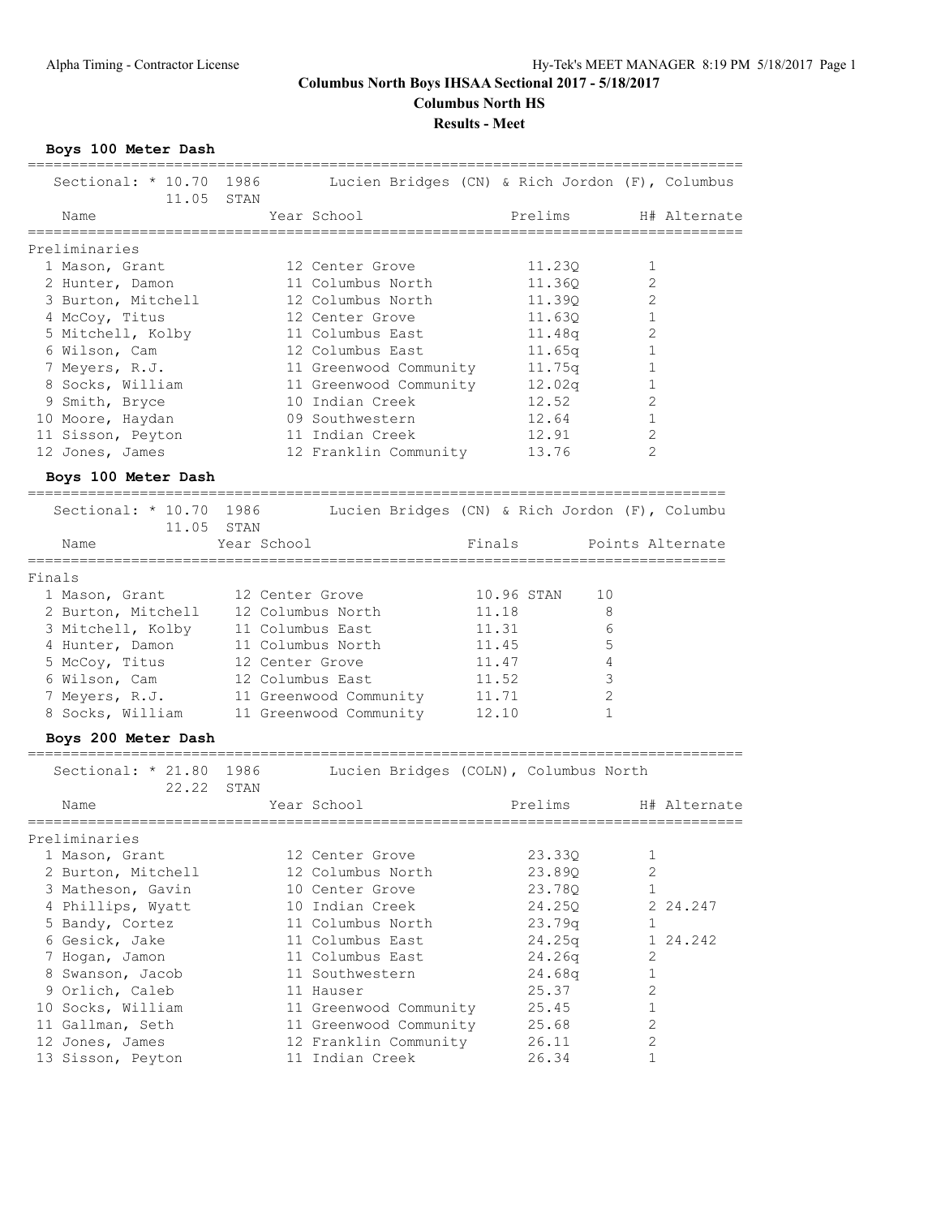**Columns North Boys IHSAA Sectional 2017 - 5/18/2017**

**Columbus North HS**

**Results - Meet**

### Boys 100 Meter Dash

Sectional: * 10.70 1986 Lucien Bridges (CN) & Rich Jordon (F), Columbus
11.05 STAN

**Preliminaries**

| | Name | Year | School | Prelims | H# | Alternate |
|---|---|---|---|---|---|---|
| 1 | Mason, Grant | 12 | Center Grove | 11.23Q | 1 | |
| 2 | Hunter, Damon | 11 | Columbus North | 11.36Q | 2 | |
| 3 | Burton, Mitchell | 12 | Columbus North | 11.39Q | 2 | |
| 4 | McCoy, Titus | 12 | Center Grove | 11.63Q | 1 | |
| 5 | Mitchell, Kolby | 11 | Columbus East | 11.48q | 2 | |
| 6 | Wilson, Cam | 12 | Columbus East | 11.65q | 1 | |
| 7 | Meyers, R.J. | 11 | Greenwood Community | 11.75q | 1 | |
| 8 | Socks, William | 11 | Greenwood Community | 12.02q | 1 | |
| 9 | Smith, Bryce | 10 | Indian Creek | 12.52 | 2 | |
| 10 | Moore, Haydan | 09 | Southwestern | 12.64 | 1 | |
| 11 | Sisson, Peyton | 11 | Indian Creek | 12.91 | 2 | |
| 12 | Jones, James | 12 | Franklin Community | 13.76 | 2 | |

### Boys 100 Meter Dash

Sectional: * 10.70 1986 Lucien Bridges (CN) & Rich Jordon (F), Columbu
11.05 STAN

**Finals**

| | Name | Year | School | Finals | Points | Alternate |
|---|---|---|---|---|---|---|
| 1 | Mason, Grant | 12 | Center Grove | 10.96 STAN | 10 | |
| 2 | Burton, Mitchell | 12 | Columbus North | 11.18 | 8 | |
| 3 | Mitchell, Kolby | 11 | Columbus East | 11.31 | 6 | |
| 4 | Hunter, Damon | 11 | Columbus North | 11.45 | 5 | |
| 5 | McCoy, Titus | 12 | Center Grove | 11.47 | 4 | |
| 6 | Wilson, Cam | 12 | Columbus East | 11.52 | 3 | |
| 7 | Meyers, R.J. | 11 | Greenwood Community | 11.71 | 2 | |
| 8 | Socks, William | 11 | Greenwood Community | 12.10 | 1 | |

### Boys 200 Meter Dash

Sectional: * 21.80 1986 Lucien Bridges (COLN), Columbus North
22.22 STAN

**Preliminaries**

| | Name | Year | School | Prelims | H# | Alternate |
|---|---|---|---|---|---|---|
| 1 | Mason, Grant | 12 | Center Grove | 23.33Q | 1 | |
| 2 | Burton, Mitchell | 12 | Columbus North | 23.89Q | 2 | |
| 3 | Matheson, Gavin | 10 | Center Grove | 23.78Q | 1 | |
| 4 | Phillips, Wyatt | 10 | Indian Creek | 24.25Q | 2 | 24.247 |
| 5 | Bandy, Cortez | 11 | Columbus North | 23.79q | 1 | |
| 6 | Gesick, Jake | 11 | Columbus East | 24.25q | 1 | 24.242 |
| 7 | Hogan, Jamon | 11 | Columbus East | 24.26q | 2 | |
| 8 | Swanson, Jacob | 11 | Southwestern | 24.68q | 1 | |
| 9 | Orlich, Caleb | 11 | Hauser | 25.37 | 2 | |
| 10 | Socks, William | 11 | Greenwood Community | 25.45 | 1 | |
| 11 | Gallman, Seth | 11 | Greenwood Community | 25.68 | 2 | |
| 12 | Jones, James | 12 | Franklin Community | 26.11 | 2 | |
| 13 | Sisson, Peyton | 11 | Indian Creek | 26.34 | 1 | |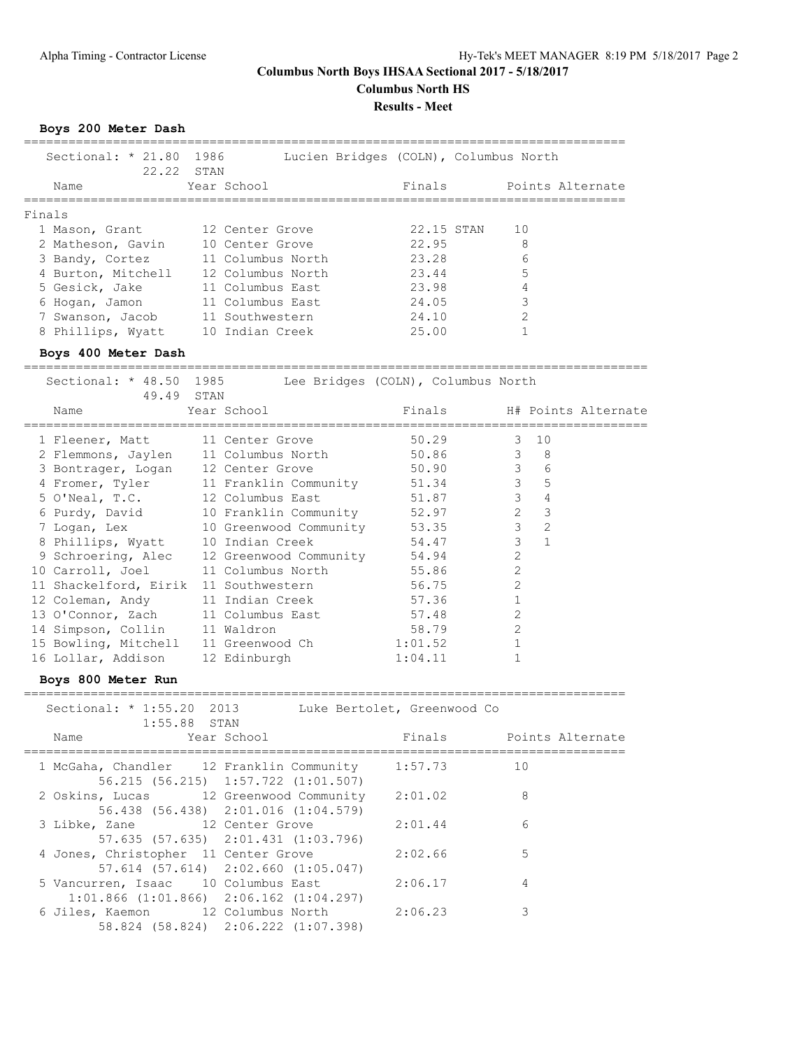# Columns North Boys IHSAA Sectional 2017 - 5/18/2017

**Columbus North Boys IHSAA Sectional 2017 - 5/18/2017**

**Columbus North HS**

**Results - Meet**

### Boys 200 Meter Dash

Sectional: * 21.80 1986 Lucien Bridges (COLN), Columbus North
22.22 STAN

**Finals**

| | Name | Year | School | Finals | | Points | Alternate |
|---|---|---|---|---|---|---|---|
| 1 | Mason, Grant | 12 | Center Grove | 22.15 | STAN | 10 | |
| 2 | Matheson, Gavin | 10 | Center Grove | 22.95 | | 8 | |
| 3 | Bandy, Cortez | 11 | Columbus North | 23.28 | | 6 | |
| 4 | Burton, Mitchell | 12 | Columbus North | 23.44 | | 5 | |
| 5 | Gesick, Jake | 11 | Columbus East | 23.98 | | 4 | |
| 6 | Hogan, Jamon | 11 | Columbus East | 24.05 | | 3 | |
| 7 | Swanson, Jacob | 11 | Southwestern | 24.10 | | 2 | |
| 8 | Phillips, Wyatt | 10 | Indian Creek | 25.00 | | 1 | |

### Boys 400 Meter Dash

Sectional: * 48.50 1985 Lee Bridges (COLN), Columbus North
49.49 STAN

| | Name | Year | School | Finals | H# | Points | Alternate |
|---|---|---|---|---|---|---|---|
| 1 | Fleener, Matt | 11 | Center Grove | 50.29 | 3 | 10 | |
| 2 | Flemmons, Jaylen | 11 | Columbus North | 50.86 | 3 | 8 | |
| 3 | Bontrager, Logan | 12 | Center Grove | 50.90 | 3 | 6 | |
| 4 | Fromer, Tyler | 11 | Franklin Community | 51.34 | 3 | 5 | |
| 5 | O'Neal, T.C. | 12 | Columbus East | 51.87 | 3 | 4 | |
| 6 | Purdy, David | 10 | Franklin Community | 52.97 | 2 | 3 | |
| 7 | Logan, Lex | 10 | Greenwood Community | 53.35 | 3 | 2 | |
| 8 | Phillips, Wyatt | 10 | Indian Creek | 54.47 | 3 | 1 | |
| 9 | Schroering, Alec | 12 | Greenwood Community | 54.94 | 2 | | |
| 10 | Carroll, Joel | 11 | Columbus North | 55.86 | 2 | | |
| 11 | Shackelford, Eirik | 11 | Southwestern | 56.75 | 2 | | |
| 12 | Coleman, Andy | 11 | Indian Creek | 57.36 | 1 | | |
| 13 | O'Connor, Zach | 11 | Columbus East | 57.48 | 2 | | |
| 14 | Simpson, Collin | 11 | Waldron | 58.79 | 2 | | |
| 15 | Bowling, Mitchell | 11 | Greenwood Ch | 1:01.52 | 1 | | |
| 16 | Lollar, Addison | 12 | Edinburgh | 1:04.11 | 1 | | |

### Boys 800 Meter Run

Sectional: * 1:55.20 2013 Luke Bertolet, Greenwood Co
1:55.88 STAN

| | Name | Year | School | Finals | Points | Alternate |
|---|---|---|---|---|---|---|
| 1 | McGaha, Chandler | 12 | Franklin Community | 1:57.73 | 10 | |
| | 56.215 (56.215) 1:57.722 (1:01.507) | | | | | |
| 2 | Oskins, Lucas | 12 | Greenwood Community | 2:01.02 | 8 | |
| | 56.438 (56.438) 2:01.016 (1:04.579) | | | | | |
| 3 | Libke, Zane | 12 | Center Grove | 2:01.44 | 6 | |
| | 57.635 (57.635) 2:01.431 (1:03.796) | | | | | |
| 4 | Jones, Christopher | 11 | Center Grove | 2:02.66 | 5 | |
| | 57.614 (57.614) 2:02.660 (1:05.047) | | | | | |
| 5 | Vancurren, Isaac | 10 | Columbus East | 2:06.17 | 4 | |
| | 1:01.866 (1:01.866) 2:06.162 (1:04.297) | | | | | |
| 6 | Jiles, Kaemon | 12 | Columbus North | 2:06.23 | 3 | |
| | 58.824 (58.824) 2:06.222 (1:07.398) | | | | | |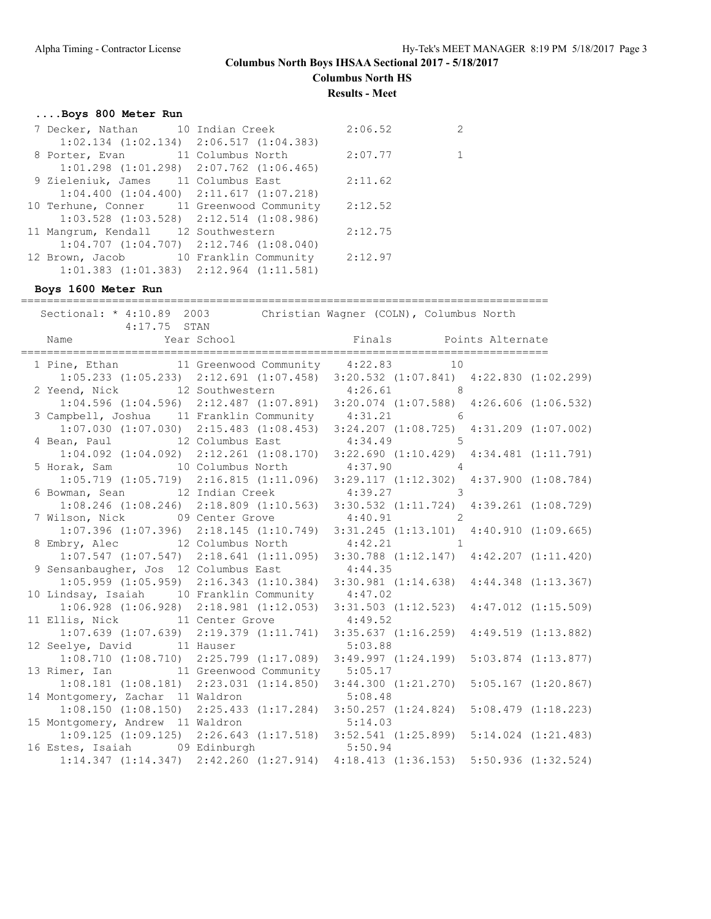# Columbus North Boys IHSAA Sectional 2017 - 5/18/2017

## Columbus North HS

### Results - Meet

### ....Boys 800 Meter Run

| Place | Name | Year | School | Finals | Points |
|---|---|---|---|---|---|
| 7 | Decker, Nathan | 10 | Indian Creek | 2:06.52 | 2 |
| | 1:02.134 (1:02.134) 2:06.517 (1:04.383) | | | | |
| 8 | Porter, Evan | 11 | Columbus North | 2:07.77 | 1 |
| | 1:01.298 (1:01.298) 2:07.762 (1:06.465) | | | | |
| 9 | Zieleniuk, James | 11 | Columbus East | 2:11.62 | |
| | 1:04.400 (1:04.400) 2:11.617 (1:07.218) | | | | |
| 10 | Terhune, Conner | 11 | Greenwood Community | 2:12.52 | |
| | 1:03.528 (1:03.528) 2:12.514 (1:08.986) | | | | |
| 11 | Mangrum, Kendall | 12 | Southwestern | 2:12.75 | |
| | 1:04.707 (1:04.707) 2:12.746 (1:08.040) | | | | |
| 12 | Brown, Jacob | 10 | Franklin Community | 2:12.97 | |
| | 1:01.383 (1:01.383) 2:12.964 (1:11.581) | | | | |

### Boys 1600 Meter Run

Sectional: * 4:10.89 2003 Christian Wagner (COLN), Columbus North

4:17.75 STAN

| Place | Name | Year | School | Finals | Points | Alternate |
|---|---|---|---|---|---|---|
| 1 | Pine, Ethan | 11 | Greenwood Community | 4:22.83 | 10 | |
| | 1:05.233 (1:05.233) 2:12.691 (1:07.458) 3:20.532 (1:07.841) 4:22.830 (1:02.299) | | | | | |
| 2 | Yeend, Nick | 12 | Southwestern | 4:26.61 | 8 | |
| | 1:04.596 (1:04.596) 2:12.487 (1:07.891) 3:20.074 (1:07.588) 4:26.606 (1:06.532) | | | | | |
| 3 | Campbell, Joshua | 11 | Franklin Community | 4:31.21 | 6 | |
| | 1:07.030 (1:07.030) 2:15.483 (1:08.453) 3:24.207 (1:08.725) 4:31.209 (1:07.002) | | | | | |
| 4 | Bean, Paul | 12 | Columbus East | 4:34.49 | 5 | |
| | 1:04.092 (1:04.092) 2:12.261 (1:08.170) 3:22.690 (1:10.429) 4:34.481 (1:11.791) | | | | | |
| 5 | Horak, Sam | 10 | Columbus North | 4:37.90 | 4 | |
| | 1:05.719 (1:05.719) 2:16.815 (1:11.096) 3:29.117 (1:12.302) 4:37.900 (1:08.784) | | | | | |
| 6 | Bowman, Sean | 12 | Indian Creek | 4:39.27 | 3 | |
| | 1:08.246 (1:08.246) 2:18.809 (1:10.563) 3:30.532 (1:11.724) 4:39.261 (1:08.729) | | | | | |
| 7 | Wilson, Nick | 09 | Center Grove | 4:40.91 | 2 | |
| | 1:07.396 (1:07.396) 2:18.145 (1:10.749) 3:31.245 (1:13.101) 4:40.910 (1:09.665) | | | | | |
| 8 | Embry, Alec | 12 | Columbus North | 4:42.21 | 1 | |
| | 1:07.547 (1:07.547) 2:18.641 (1:11.095) 3:30.788 (1:12.147) 4:42.207 (1:11.420) | | | | | |
| 9 | Sensanbaugher, Jos | 12 | Columbus East | 4:44.35 | | |
| | 1:05.959 (1:05.959) 2:16.343 (1:10.384) 3:30.981 (1:14.638) 4:44.348 (1:13.367) | | | | | |
| 10 | Lindsay, Isaiah | 10 | Franklin Community | 4:47.02 | | |
| | 1:06.928 (1:06.928) 2:18.981 (1:12.053) 3:31.503 (1:12.523) 4:47.012 (1:15.509) | | | | | |
| 11 | Ellis, Nick | 11 | Center Grove | 4:49.52 | | |
| | 1:07.639 (1:07.639) 2:19.379 (1:11.741) 3:35.637 (1:16.259) 4:49.519 (1:13.882) | | | | | |
| 12 | Seelye, David | 11 | Hauser | 5:03.88 | | |
| | 1:08.710 (1:08.710) 2:25.799 (1:17.089) 3:49.997 (1:24.199) 5:03.874 (1:13.877) | | | | | |
| 13 | Rimer, Ian | 11 | Greenwood Community | 5:05.17 | | |
| | 1:08.181 (1:08.181) 2:23.031 (1:14.850) 3:44.300 (1:21.270) 5:05.167 (1:20.867) | | | | | |
| 14 | Montgomery, Zachar | 11 | Waldron | 5:08.48 | | |
| | 1:08.150 (1:08.150) 2:25.433 (1:17.284) 3:50.257 (1:24.824) 5:08.479 (1:18.223) | | | | | |
| 15 | Montgomery, Andrew | 11 | Waldron | 5:14.03 | | |
| | 1:09.125 (1:09.125) 2:26.643 (1:17.518) 3:52.541 (1:25.899) 5:14.024 (1:21.483) | | | | | |
| 16 | Estes, Isaiah | 09 | Edinburgh | 5:50.94 | | |
| | 1:14.347 (1:14.347) 2:42.260 (1:27.914) 4:18.413 (1:36.153) 5:50.936 (1:32.524) | | | | | |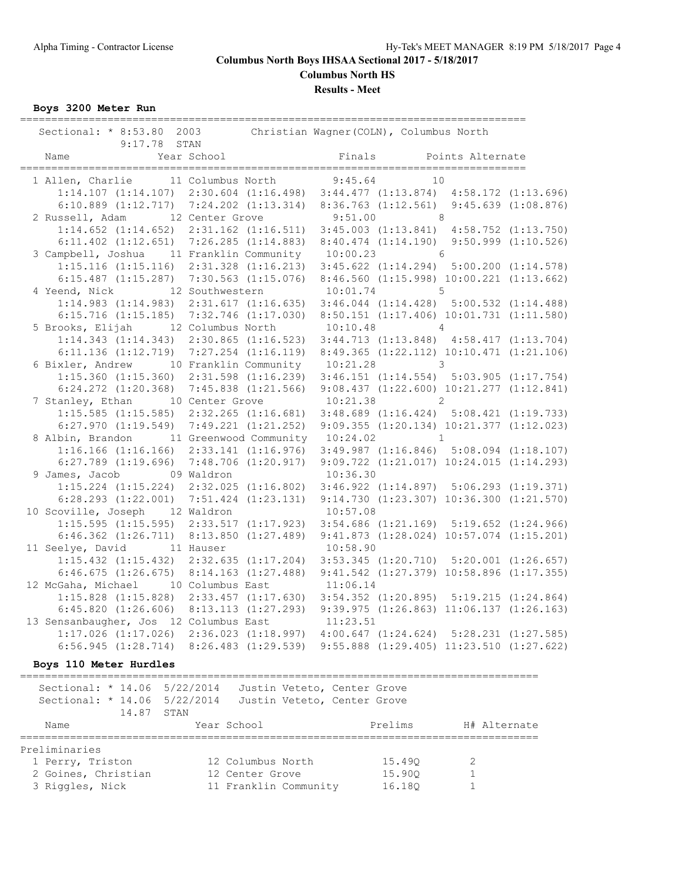# Columns North Boys IHSAA Sectional 2017 - 5/18/2017

**Columbus North HS**

**Results - Meet**

### Boys 3200 Meter Run

Sectional: * 8:53.80 2003 Christian Wagner(COLN), Columbus North
9:17.78 STAN

| Name | Year | School | Finals | Points | Alternate |
|---|---|---|---|---|---|
| 1 Allen, Charlie | 11 | Columbus North | 9:45.64 | 10 | |
| 1:14.107 (1:14.107) 2:30.604 (1:16.498) 3:44.477 (1:13.874) 4:58.172 (1:13.696) 6:10.889 (1:12.717) 7:24.202 (1:13.314) 8:36.763 (1:12.561) 9:45.639 (1:08.876) | | | | | |
| 2 Russell, Adam | 12 | Center Grove | 9:51.00 | 8 | |
| 1:14.652 (1:14.652) 2:31.162 (1:16.511) 3:45.003 (1:13.841) 4:58.752 (1:13.750) 6:11.402 (1:12.651) 7:26.285 (1:14.883) 8:40.474 (1:14.190) 9:50.999 (1:10.526) | | | | | |
| 3 Campbell, Joshua | 11 | Franklin Community | 10:00.23 | 6 | |
| 1:15.116 (1:15.116) 2:31.328 (1:16.213) 3:45.622 (1:14.294) 5:00.200 (1:14.578) 6:15.487 (1:15.287) 7:30.563 (1:15.076) 8:46.560 (1:15.998) 10:00.221 (1:13.662) | | | | | |
| 4 Yeend, Nick | 12 | Southwestern | 10:01.74 | 5 | |
| 1:14.983 (1:14.983) 2:31.617 (1:16.635) 3:46.044 (1:14.428) 5:00.532 (1:14.488) 6:15.716 (1:15.185) 7:32.746 (1:17.030) 8:50.151 (1:17.406) 10:01.731 (1:11.580) | | | | | |
| 5 Brooks, Elijah | 12 | Columbus North | 10:10.48 | 4 | |
| 1:14.343 (1:14.343) 2:30.865 (1:16.523) 3:44.713 (1:13.848) 4:58.417 (1:13.704) 6:11.136 (1:12.719) 7:27.254 (1:16.119) 8:49.365 (1:22.112) 10:10.471 (1:21.106) | | | | | |
| 6 Bixler, Andrew | 10 | Franklin Community | 10:21.28 | 3 | |
| 1:15.360 (1:15.360) 2:31.598 (1:16.239) 3:46.151 (1:14.554) 5:03.905 (1:17.754) 6:24.272 (1:20.368) 7:45.838 (1:21.566) 9:08.437 (1:22.600) 10:21.277 (1:12.841) | | | | | |
| 7 Stanley, Ethan | 10 | Center Grove | 10:21.38 | 2 | |
| 1:15.585 (1:15.585) 2:32.265 (1:16.681) 3:48.689 (1:16.424) 5:08.421 (1:19.733) 6:27.970 (1:19.549) 7:49.221 (1:21.252) 9:09.355 (1:20.134) 10:21.377 (1:12.023) | | | | | |
| 8 Albin, Brandon | 11 | Greenwood Community | 10:24.02 | 1 | |
| 1:16.166 (1:16.166) 2:33.141 (1:16.976) 3:49.987 (1:16.846) 5:08.094 (1:18.107) 6:27.789 (1:19.696) 7:48.706 (1:20.917) 9:09.722 (1:21.017) 10:24.015 (1:14.293) | | | | | |
| 9 James, Jacob | 09 | Waldron | 10:36.30 | | |
| 1:15.224 (1:15.224) 2:32.025 (1:16.802) 3:46.922 (1:14.897) 5:06.293 (1:19.371) 6:28.293 (1:22.001) 7:51.424 (1:23.131) 9:14.730 (1:23.307) 10:36.300 (1:21.570) | | | | | |
| 10 Scoville, Joseph | 12 | Waldron | 10:57.08 | | |
| 1:15.595 (1:15.595) 2:33.517 (1:17.923) 3:54.686 (1:21.169) 5:19.652 (1:24.966) 6:46.362 (1:26.711) 8:13.850 (1:27.489) 9:41.873 (1:28.024) 10:57.074 (1:15.201) | | | | | |
| 11 Seelye, David | 11 | Hauser | 10:58.90 | | |
| 1:15.432 (1:15.432) 2:32.635 (1:17.204) 3:53.345 (1:20.710) 5:20.001 (1:26.657) 6:46.675 (1:26.675) 8:14.163 (1:27.488) 9:41.542 (1:27.379) 10:58.896 (1:17.355) | | | | | |
| 12 McGaha, Michael | 10 | Columbus East | 11:06.14 | | |
| 1:15.828 (1:15.828) 2:33.457 (1:17.630) 3:54.352 (1:20.895) 5:19.215 (1:24.864) 6:45.820 (1:26.606) 8:13.113 (1:27.293) 9:39.975 (1:26.863) 11:06.137 (1:26.163) | | | | | |
| 13 Sensanbaugher, Jos | 12 | Columbus East | 11:23.51 | | |
| 1:17.026 (1:17.026) 2:36.023 (1:18.997) 4:00.647 (1:24.624) 5:28.231 (1:27.585) 6:56.945 (1:28.714) 8:26.483 (1:29.539) 9:55.888 (1:29.405) 11:23.510 (1:27.622) | | | | | |

### Boys 110 Meter Hurdles

Sectional: * 14.06 5/22/2014 Justin Veteto, Center Grove
Sectional: * 14.06 5/22/2014 Justin Veteto, Center Grove
14.87 STAN

| Name | Year | School | Prelims | H# | Alternate |
|---|---|---|---|---|---|
| **Preliminaries** | | | | | |
| 1 Perry, Triston | 12 | Columbus North | 15.49Q | 2 | |
| 2 Goines, Christian | 12 | Center Grove | 15.90Q | 1 | |
| 3 Riggles, Nick | 11 | Franklin Community | 16.18Q | 1 | |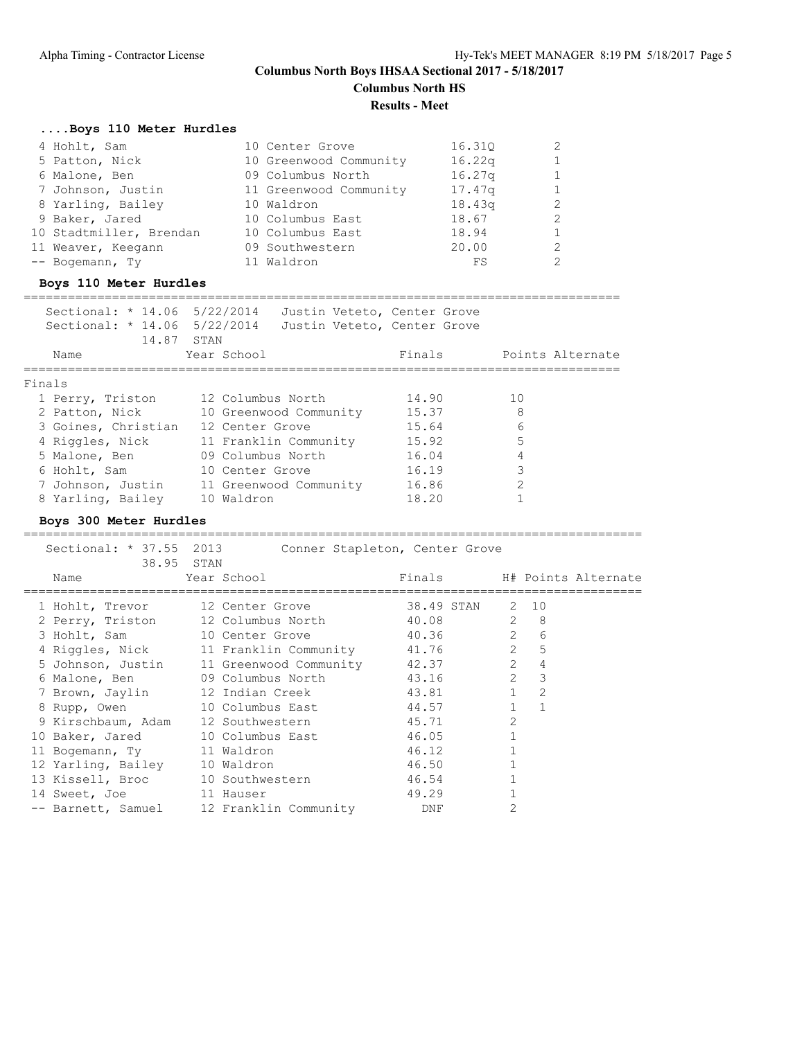## Columns North Boys IHSAA Sectional 2017 - 5/18/2017

**Columbus North HS**

**Results - Meet**

### ....Boys 110 Meter Hurdles

| Place | Name | Year | School | Time | H# |
|---|---|---|---|---|---|
| 4 | Hohlt, Sam | 10 | Center Grove | 16.31Q | 2 |
| 5 | Patton, Nick | 10 | Greenwood Community | 16.22q | 1 |
| 6 | Malone, Ben | 09 | Columbus North | 16.27q | 1 |
| 7 | Johnson, Justin | 11 | Greenwood Community | 17.47q | 1 |
| 8 | Yarling, Bailey | 10 | Waldron | 18.43q | 2 |
| 9 | Baker, Jared | 10 | Columbus East | 18.67 | 2 |
| 10 | Stadtmiller, Brendan | 10 | Columbus East | 18.94 | 1 |
| 11 | Weaver, Keegann | 09 | Southwestern | 20.00 | 2 |
| -- | Bogemann, Ty | 11 | Waldron | FS | 2 |

### Boys 110 Meter Hurdles

Sectional: * 14.06 5/22/2014 Justin Veteto, Center Grove
Sectional: * 14.06 5/22/2014 Justin Veteto, Center Grove
14.87 STAN

Finals

| Place | Name | Year | School | Finals | Points | Alternate |
|---|---|---|---|---|---|---|
| 1 | Perry, Triston | 12 | Columbus North | 14.90 | 10 | |
| 2 | Patton, Nick | 10 | Greenwood Community | 15.37 | 8 | |
| 3 | Goines, Christian | 12 | Center Grove | 15.64 | 6 | |
| 4 | Riggles, Nick | 11 | Franklin Community | 15.92 | 5 | |
| 5 | Malone, Ben | 09 | Columbus North | 16.04 | 4 | |
| 6 | Hohlt, Sam | 10 | Center Grove | 16.19 | 3 | |
| 7 | Johnson, Justin | 11 | Greenwood Community | 16.86 | 2 | |
| 8 | Yarling, Bailey | 10 | Waldron | 18.20 | 1 | |

### Boys 300 Meter Hurdles

Sectional: * 37.55 2013 Conner Stapleton, Center Grove
38.95 STAN

| Place | Name | Year | School | Finals | H# | Points | Alternate |
|---|---|---|---|---|---|---|---|
| 1 | Hohlt, Trevor | 12 | Center Grove | 38.49 STAN | 2 | 10 | |
| 2 | Perry, Triston | 12 | Columbus North | 40.08 | 2 | 8 | |
| 3 | Hohlt, Sam | 10 | Center Grove | 40.36 | 2 | 6 | |
| 4 | Riggles, Nick | 11 | Franklin Community | 41.76 | 2 | 5 | |
| 5 | Johnson, Justin | 11 | Greenwood Community | 42.37 | 2 | 4 | |
| 6 | Malone, Ben | 09 | Columbus North | 43.16 | 2 | 3 | |
| 7 | Brown, Jaylin | 12 | Indian Creek | 43.81 | 1 | 2 | |
| 8 | Rupp, Owen | 10 | Columbus East | 44.57 | 1 | 1 | |
| 9 | Kirschbaum, Adam | 12 | Southwestern | 45.71 | 2 | | |
| 10 | Baker, Jared | 10 | Columbus East | 46.05 | 1 | | |
| 11 | Bogemann, Ty | 11 | Waldron | 46.12 | 1 | | |
| 12 | Yarling, Bailey | 10 | Waldron | 46.50 | 1 | | |
| 13 | Kissell, Broc | 10 | Southwestern | 46.54 | 1 | | |
| 14 | Sweet, Joe | 11 | Hauser | 49.29 | 1 | | |
| -- | Barnett, Samuel | 12 | Franklin Community | DNF | 2 | | |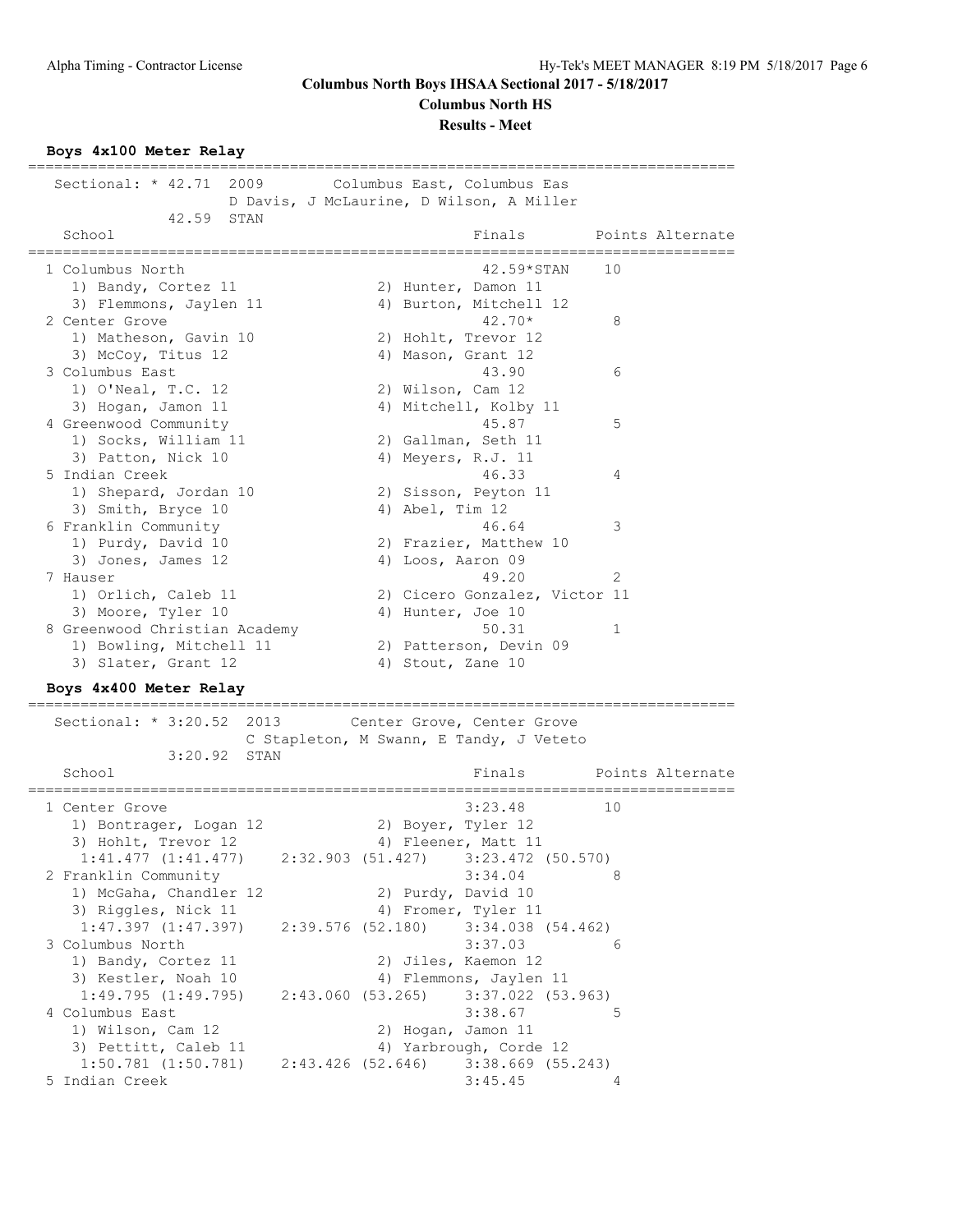## Columbus North Boys IHSAA Sectional 2017 - 5/18/2017

**Columbus North HS**

**Results - Meet**

### Boys 4x100 Meter Relay

```
=================================================================================
   Sectional: * 42.71  2009       Columbus East, Columbus Eas
                       D Davis, J McLaurine, D Wilson, A Miller
              42.59  STAN
    School                                          Finals        Points Alternate
=================================================================================
  1 Columbus North                                  42.59*STAN    10
     1) Bandy, Cortez 11               2) Hunter, Damon 11
     3) Flemmons, Jaylen 11            4) Burton, Mitchell 12
  2 Center Grove                                    42.70*         8
     1) Matheson, Gavin 10             2) Hohlt, Trevor 12
     3) McCoy, Titus 12                4) Mason, Grant 12
  3 Columbus East                                   43.90          6
     1) O'Neal, T.C. 12                2) Wilson, Cam 12
     3) Hogan, Jamon 11                4) Mitchell, Kolby 11
  4 Greenwood Community                             45.87          5
     1) Socks, William 11              2) Gallman, Seth 11
     3) Patton, Nick 10                4) Meyers, R.J. 11
  5 Indian Creek                                    46.33          4
     1) Shepard, Jordan 10             2) Sisson, Peyton 11
     3) Smith, Bryce 10                4) Abel, Tim 12
  6 Franklin Community                              46.64          3
     1) Purdy, David 10                2) Frazier, Matthew 10
     3) Jones, James 12                4) Loos, Aaron 09
  7 Hauser                                          49.20          2
     1) Orlich, Caleb 11               2) Cicero Gonzalez, Victor 11
     3) Moore, Tyler 10                4) Hunter, Joe 10
  8 Greenwood Christian Academy                     50.31          1
     1) Bowling, Mitchell 11           2) Patterson, Devin 09
     3) Slater, Grant 12               4) Stout, Zane 10
```

### Boys 4x400 Meter Relay

```
=================================================================================
   Sectional: * 3:20.52  2013       Center Grove, Center Grove
                       C Stapleton, M Swann, E Tandy, J Veteto
              3:20.92  STAN
    School                                          Finals        Points Alternate
=================================================================================
  1 Center Grove                                    3:23.48        10
     1) Bontrager, Logan 12            2) Boyer, Tyler 12
     3) Hohlt, Trevor 12               4) Fleener, Matt 11
      1:41.477 (1:41.477)    2:32.903 (51.427)    3:23.472 (50.570)
  2 Franklin Community                              3:34.04         8
     1) McGaha, Chandler 12            2) Purdy, David 10
     3) Riggles, Nick 11               4) Fromer, Tyler 11
      1:47.397 (1:47.397)    2:39.576 (52.180)    3:34.038 (54.462)
  3 Columbus North                                  3:37.03         6
     1) Bandy, Cortez 11               2) Jiles, Kaemon 12
     3) Kestler, Noah 10               4) Flemmons, Jaylen 11
      1:49.795 (1:49.795)    2:43.060 (53.265)    3:37.022 (53.963)
  4 Columbus East                                   3:38.67         5
     1) Wilson, Cam 12                 2) Hogan, Jamon 11
     3) Pettitt, Caleb 11              4) Yarbrough, Corde 12
      1:50.781 (1:50.781)    2:43.426 (52.646)    3:38.669 (55.243)
  5 Indian Creek                                    3:45.45         4
```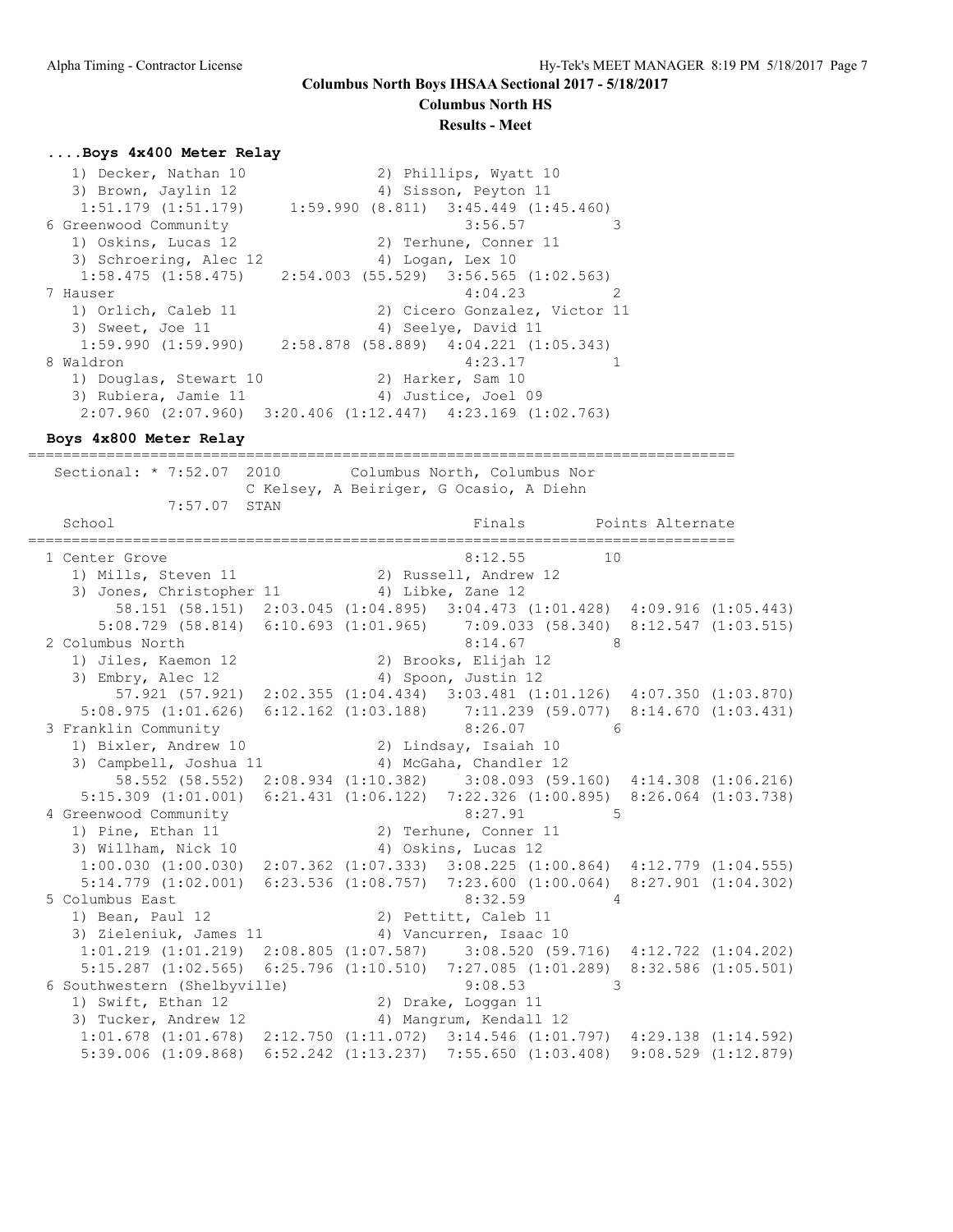### ....Boys 4x400 Meter Relay

```
   1) Decker, Nathan 10               2) Phillips, Wyatt 10
   3) Brown, Jaylin 12                4) Sisson, Peyton 11
    1:51.179 (1:51.179)     1:59.990 (8.811)  3:45.449 (1:45.460)
 6 Greenwood Community                          3:56.57          3
   1) Oskins, Lucas 12                2) Terhune, Conner 11
   3) Schroering, Alec 12             4) Logan, Lex 10
    1:58.475 (1:58.475)    2:54.003 (55.529)  3:56.565 (1:02.563)
 7 Hauser                                       4:04.23          2
   1) Orlich, Caleb 11                2) Cicero Gonzalez, Victor 11
   3) Sweet, Joe 11                   4) Seelye, David 11
    1:59.990 (1:59.990)    2:58.878 (58.889)  4:04.221 (1:05.343)
 8 Waldron                                      4:23.17          1
   1) Douglas, Stewart 10             2) Harker, Sam 10
   3) Rubiera, Jamie 11               4) Justice, Joel 09
    2:07.960 (2:07.960) 3:20.406 (1:12.447)  4:23.169 (1:02.763)
```

### Boys 4x800 Meter Relay

```
================================================================================
  Sectional: * 7:52.07  2010        Columbus North, Columbus Nor
                        C Kelsey, A Beiriger, G Ocasio, A Diehn
            7:57.07  STAN
   School                                       Finals        Points Alternate
================================================================================
 1 Center Grove                                 8:12.55         10
   1) Mills, Steven 11                2) Russell, Andrew 12
   3) Jones, Christopher 11           4) Libke, Zane 12
        58.151 (58.151)  2:03.045 (1:04.895)  3:04.473 (1:01.428)  4:09.916 (1:05.443)
      5:08.729 (58.814)  6:10.693 (1:01.965)     7:09.033 (58.340)  8:12.547 (1:03.515)
 2 Columbus North                               8:14.67          8
   1) Jiles, Kaemon 12                2) Brooks, Elijah 12
   3) Embry, Alec 12                  4) Spoon, Justin 12
        57.921 (57.921)  2:02.355 (1:04.434)  3:03.481 (1:01.126)  4:07.350 (1:03.870)
    5:08.975 (1:01.626)  6:12.162 (1:03.188)     7:11.239 (59.077)  8:14.670 (1:03.431)
 3 Franklin Community                           8:26.07          6
   1) Bixler, Andrew 10               2) Lindsay, Isaiah 10
   3) Campbell, Joshua 11             4) McGaha, Chandler 12
        58.552 (58.552)  2:08.934 (1:10.382)     3:08.093 (59.160)  4:14.308 (1:06.216)
    5:15.309 (1:01.001)  6:21.431 (1:06.122)  7:22.326 (1:00.895)  8:26.064 (1:03.738)
 4 Greenwood Community                          8:27.91          5
   1) Pine, Ethan 11                  2) Terhune, Conner 11
   3) Willham, Nick 10                4) Oskins, Lucas 12
    1:00.030 (1:00.030)  2:07.362 (1:07.333)  3:08.225 (1:00.864)  4:12.779 (1:04.555)
    5:14.779 (1:02.001)  6:23.536 (1:08.757)  7:23.600 (1:00.064)  8:27.901 (1:04.302)
 5 Columbus East                                8:32.59          4
   1) Bean, Paul 12                   2) Pettitt, Caleb 11
   3) Zieleniuk, James 11             4) Vancurren, Isaac 10
    1:01.219 (1:01.219)  2:08.805 (1:07.587)     3:08.520 (59.716)  4:12.722 (1:04.202)
    5:15.287 (1:02.565)  6:25.796 (1:10.510)  7:27.085 (1:01.289)  8:32.586 (1:05.501)
 6 Southwestern (Shelbyville)                   9:08.53          3
   1) Swift, Ethan 12                 2) Drake, Loggan 11
   3) Tucker, Andrew 12               4) Mangrum, Kendall 12
    1:01.678 (1:01.678)  2:12.750 (1:11.072)  3:14.546 (1:01.797)  4:29.138 (1:14.592)
    5:39.006 (1:09.868)  6:52.242 (1:13.237)  7:55.650 (1:03.408)  9:08.529 (1:12.879)
```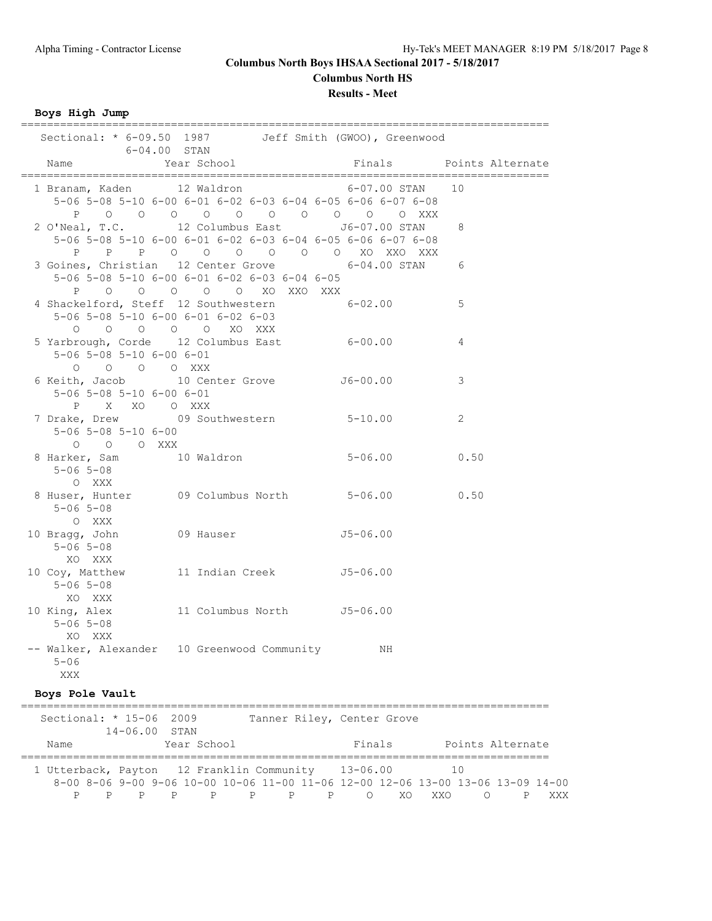# Columns North Boys IHSAA Sectional 2017 - 5/18/2017

**Columbus North HS**

**Results - Meet**

### Boys High Jump

```
================================================================================
   Sectional: * 6-09.50  1987        Jeff Smith (GWOO), Greenwood
              6-04.00  STAN
    Name                Year School                  Finals       Points Alternate
================================================================================
  1 Branam, Kaden        12 Waldron                6-07.00 STAN    10
     5-06 5-08 5-10 6-00 6-01 6-02 6-03 6-04 6-05 6-06 6-07 6-08
        P    O    O    O    O    O    O    O    O    O    O  XXX
  2 O'Neal, T.C.         12 Columbus East         J6-07.00 STAN     8
     5-06 5-08 5-10 6-00 6-01 6-02 6-03 6-04 6-05 6-06 6-07 6-08
        P    P    P    O    O    O    O    O    O   XO  XXO  XXX
  3 Goines, Christian    12 Center Grove           6-04.00 STAN     6
     5-06 5-08 5-10 6-00 6-01 6-02 6-03 6-04 6-05
        P    O    O    O    O    O   XO  XXO  XXX
  4 Shackelford, Steff   12 Southwestern           6-02.00          5
     5-06 5-08 5-10 6-00 6-01 6-02 6-03
        O    O    O    O    O   XO  XXX
  5 Yarbrough, Corde     12 Columbus East          6-00.00          4
     5-06 5-08 5-10 6-00 6-01
        O    O    O    O  XXX
  6 Keith, Jacob         10 Center Grove          J6-00.00          3
     5-06 5-08 5-10 6-00 6-01
        P    X   XO    O  XXX
  7 Drake, Drew          09 Southwestern           5-10.00          2
     5-06 5-08 5-10 6-00
        O    O    O  XXX
  8 Harker, Sam          10 Waldron                5-06.00          0.50
     5-06 5-08
        O  XXX
  8 Huser, Hunter        09 Columbus North         5-06.00          0.50
     5-06 5-08
        O  XXX
 10 Bragg, John          09 Hauser                J5-06.00
     5-06 5-08
       XO  XXX
 10 Coy, Matthew         11 Indian Creek          J5-06.00
     5-06 5-08
       XO  XXX
 10 King, Alex           11 Columbus North        J5-06.00
     5-06 5-08
       XO  XXX
 -- Walker, Alexander    10 Greenwood Community         NH
     5-06
      XXX
```

### Boys Pole Vault

```
================================================================================
   Sectional: * 15-06  2009        Tanner Riley, Center Grove
              14-06.00  STAN
    Name                Year School                  Finals       Points Alternate
================================================================================
  1 Utterback, Payton    12 Franklin Community    13-06.00         10
     8-00 8-06 9-00 9-06 10-00 10-06 11-00 11-06 12-00 12-06 13-00 13-06 13-09 14-00
        P    P    P    P     P     P     P     P     O    XO   XXO     O     P   XXX
```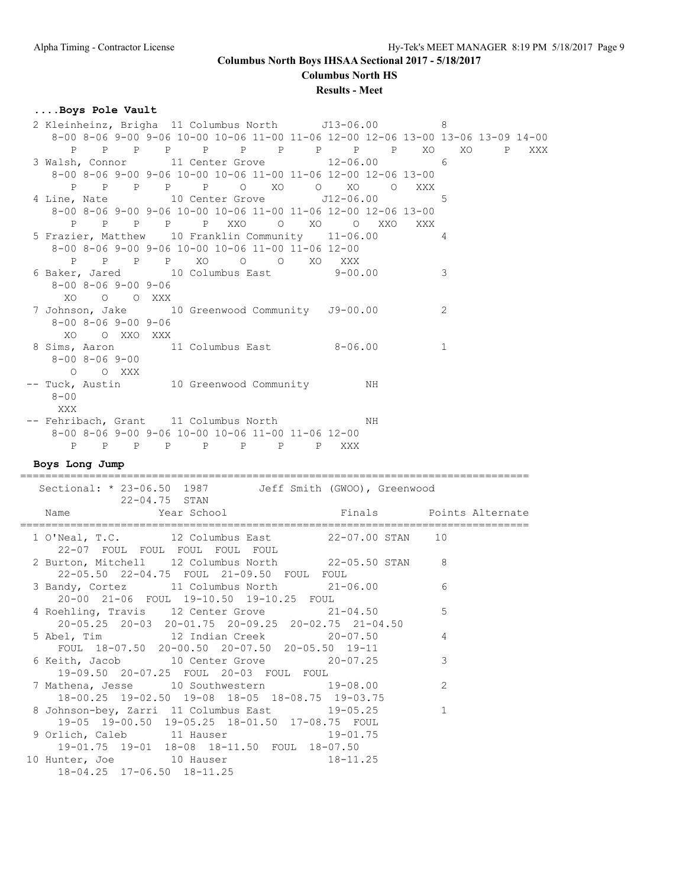## Columus North Boys IHSAA Sectional 2017 - 5/18/2017

**Columbus North HS**

**Results - Meet**

### ....Boys Pole Vault

```
  2 Kleinheinz, Brigha  11 Columbus North       J13-06.00          8
     8-00 8-06 9-00 9-06 10-00 10-06 11-00 11-06 12-00 12-06 13-00 13-06 13-09 14-00
        P    P    P    P     P     P     P     P     P     P    XO    XO     P   XXX
  3 Walsh, Connor       11 Center Grove          12-06.00          6
     8-00 8-06 9-00 9-06 10-00 10-06 11-00 11-06 12-00 12-06 13-00
        P    P    P    P     P     O    XO     O    XO     O   XXX
  4 Line, Nate          10 Center Grove         J12-06.00          5
     8-00 8-06 9-00 9-06 10-00 10-06 11-00 11-06 12-00 12-06 13-00
        P    P    P    P     P   XXO     O    XO     O   XXO   XXX
  5 Frazier, Matthew    10 Franklin Community    11-06.00          4
     8-00 8-06 9-00 9-06 10-00 10-06 11-00 11-06 12-00
        P    P    P    P    XO     O     O    XO   XXX
  6 Baker, Jared        10 Columbus East          9-00.00          3
     8-00 8-06 9-00 9-06
       XO    O    O  XXX
  7 Johnson, Jake       10 Greenwood Community   J9-00.00          2
     8-00 8-06 9-00 9-06
       XO    O  XXO  XXX
  8 Sims, Aaron         11 Columbus East          8-06.00          1
     8-00 8-06 9-00
        O    O  XXX
 -- Tuck, Austin        10 Greenwood Community         NH
     8-00
      XXX
 -- Fehribach, Grant    11 Columbus North              NH
     8-00 8-06 9-00 9-06 10-00 10-06 11-00 11-06 12-00
        P    P    P    P     P     P     P     P   XXX
```

### Boys Long Jump

```
==================================================================================
   Sectional: * 23-06.50  1987        Jeff Smith (GWOO), Greenwood              
           22-04.75  STAN
    Name                    Year School                 Finals       Points Alternate
==================================================================================
  1 O'Neal, T.C.        12 Columbus East         22-07.00 STAN    10
     22-07  FOUL  FOUL  FOUL  FOUL  FOUL
  2 Burton, Mitchell    12 Columbus North        22-05.50 STAN     8
     22-05.50  22-04.75  FOUL  21-09.50  FOUL  FOUL
  3 Bandy, Cortez       11 Columbus North        21-06.00          6
     20-00  21-06  FOUL  19-10.50  19-10.25  FOUL
  4 Roehling, Travis    12 Center Grove          21-04.50          5
     20-05.25  20-03  20-01.75  20-09.25  20-02.75  21-04.50
  5 Abel, Tim           12 Indian Creek          20-07.50          4
     FOUL  18-07.50  20-00.50  20-07.50  20-05.50  19-11
  6 Keith, Jacob        10 Center Grove          20-07.25          3
     19-09.50  20-07.25  FOUL  20-03  FOUL  FOUL
  7 Mathena, Jesse      10 Southwestern          19-08.00          2
     18-00.25  19-02.50  19-08  18-05  18-08.75  19-03.75
  8 Johnson-bey, Zarri  11 Columbus East         19-05.25          1
     19-05  19-00.50  19-05.25  18-01.50  17-08.75  FOUL
  9 Orlich, Caleb       11 Hauser                19-01.75
     19-01.75  19-01  18-08  18-11.50  FOUL  18-07.50
 10 Hunter, Joe         10 Hauser                18-11.25
     18-04.25  17-06.50  18-11.25
```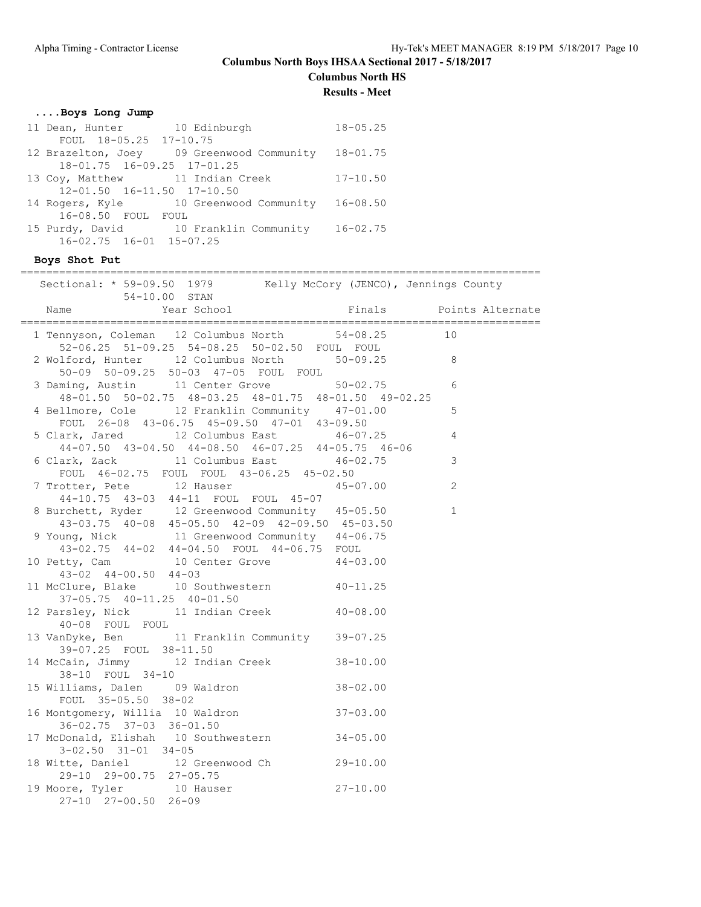# Columns North Boys IHSAA Sectional 2017 - 5/18/2017

**Columbus North HS**

**Results - Meet**

### ....Boys Long Jump

| Place | Name | Year | School | Finals |
|---|---|---|---|---|
| 11 | Dean, Hunter | 10 | Edinburgh | 18-05.25 |
| | FOUL 18-05.25 17-10.75 | | | |
| 12 | Brazelton, Joey | 09 | Greenwood Community | 18-01.75 |
| | 18-01.75 16-09.25 17-01.25 | | | |
| 13 | Coy, Matthew | 11 | Indian Creek | 17-10.50 |
| | 12-01.50 16-11.50 17-10.50 | | | |
| 14 | Rogers, Kyle | 10 | Greenwood Community | 16-08.50 |
| | 16-08.50 FOUL FOUL | | | |
| 15 | Purdy, David | 10 | Franklin Community | 16-02.75 |
| | 16-02.75 16-01 15-07.25 | | | |

### Boys Shot Put

Sectional: * 59-09.50 1979 Kelly McCory (JENCO), Jennings County
54-10.00 STAN

| Place | Name | Year | School | Finals | Points | Alternate |
|---|---|---|---|---|---|---|
| 1 | Tennyson, Coleman | 12 | Columbus North | 54-08.25 | 10 | |
| | 52-06.25 51-09.25 54-08.25 50-02.50 FOUL FOUL | | | | | |
| 2 | Wolford, Hunter | 12 | Columbus North | 50-09.25 | 8 | |
| | 50-09 50-09.25 50-03 47-05 FOUL FOUL | | | | | |
| 3 | Daming, Austin | 11 | Center Grove | 50-02.75 | 6 | |
| | 48-01.50 50-02.75 48-03.25 48-01.75 48-01.50 49-02.25 | | | | | |
| 4 | Bellmore, Cole | 12 | Franklin Community | 47-01.00 | 5 | |
| | FOUL 26-08 43-06.75 45-09.50 47-01 43-09.50 | | | | | |
| 5 | Clark, Jared | 12 | Columbus East | 46-07.25 | 4 | |
| | 44-07.50 43-04.50 44-08.50 46-07.25 44-05.75 46-06 | | | | | |
| 6 | Clark, Zack | 11 | Columbus East | 46-02.75 | 3 | |
| | FOUL 46-02.75 FOUL FOUL 43-06.25 45-02.50 | | | | | |
| 7 | Trotter, Pete | 12 | Hauser | 45-07.00 | 2 | |
| | 44-10.75 43-03 44-11 FOUL FOUL 45-07 | | | | | |
| 8 | Burchett, Ryder | 12 | Greenwood Community | 45-05.50 | 1 | |
| | 43-03.75 40-08 45-05.50 42-09 42-09.50 45-03.50 | | | | | |
| 9 | Young, Nick | 11 | Greenwood Community | 44-06.75 | | |
| | 43-02.75 44-02 44-04.50 FOUL 44-06.75 FOUL | | | | | |
| 10 | Petty, Cam | 10 | Center Grove | 44-03.00 | | |
| | 43-02 44-00.50 44-03 | | | | | |
| 11 | McClure, Blake | 10 | Southwestern | 40-11.25 | | |
| | 37-05.75 40-11.25 40-01.50 | | | | | |
| 12 | Parsley, Nick | 11 | Indian Creek | 40-08.00 | | |
| | 40-08 FOUL FOUL | | | | | |
| 13 | VanDyke, Ben | 11 | Franklin Community | 39-07.25 | | |
| | 39-07.25 FOUL 38-11.50 | | | | | |
| 14 | McCain, Jimmy | 12 | Indian Creek | 38-10.00 | | |
| | 38-10 FOUL 34-10 | | | | | |
| 15 | Williams, Dalen | 09 | Waldron | 38-02.00 | | |
| | FOUL 35-05.50 38-02 | | | | | |
| 16 | Montgomery, Willia | 10 | Waldron | 37-03.00 | | |
| | 36-02.75 37-03 36-01.50 | | | | | |
| 17 | McDonald, Elishah | 10 | Southwestern | 34-05.00 | | |
| | 3-02.50 31-01 34-05 | | | | | |
| 18 | Witte, Daniel | 12 | Greenwood Ch | 29-10.00 | | |
| | 29-10 29-00.75 27-05.75 | | | | | |
| 19 | Moore, Tyler | 10 | Hauser | 27-10.00 | | |
| | 27-10 27-00.50 26-09 | | | | | |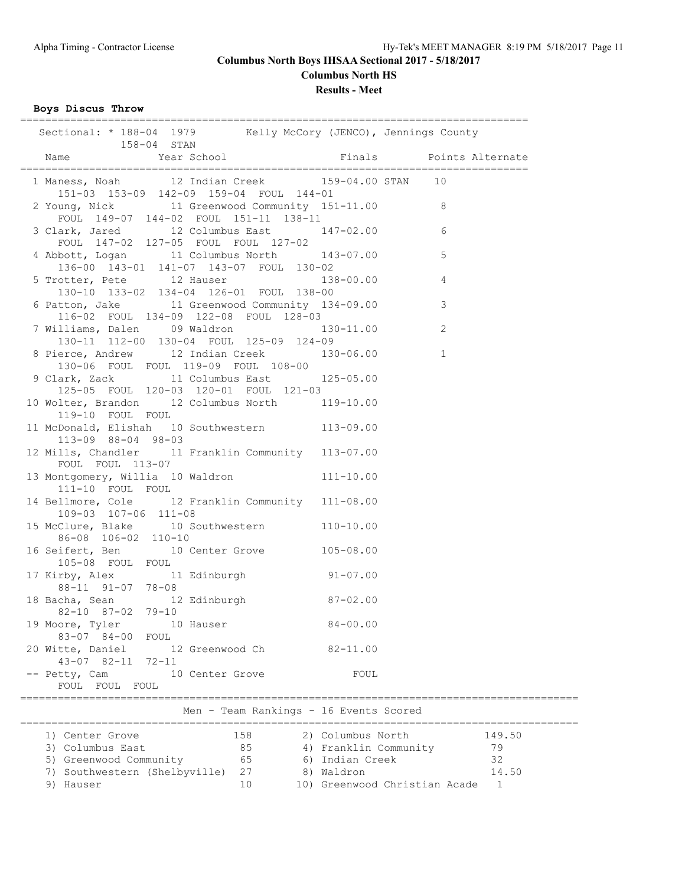## Columus North Boys IHSAA Sectional 2017 - 5/18/2017

**Columbus North HS**

**Results - Meet**

### Boys Discus Throw

Sectional: * 188-04 1979 Kelly McCory (JENCO), Jennings County
158-04 STAN

| Name | Year | School | Finals | | Points | Alternate |
|---|---|---|---|---|---|---|
| 1 Maness, Noah | 12 | Indian Creek | 159-04.00 | STAN | 10 | |
| 151-03 153-09 142-09 159-04 FOUL 144-01 | | | | | | |
| 2 Young, Nick | 11 | Greenwood Community | 151-11.00 | | 8 | |
| FOUL 149-07 144-02 FOUL 151-11 138-11 | | | | | | |
| 3 Clark, Jared | 12 | Columbus East | 147-02.00 | | 6 | |
| FOUL 147-02 127-05 FOUL FOUL 127-02 | | | | | | |
| 4 Abbott, Logan | 11 | Columbus North | 143-07.00 | | 5 | |
| 136-00 143-01 141-07 143-07 FOUL 130-02 | | | | | | |
| 5 Trotter, Pete | 12 | Hauser | 138-00.00 | | 4 | |
| 130-10 133-02 134-04 126-01 FOUL 138-00 | | | | | | |
| 6 Patton, Jake | 11 | Greenwood Community | 134-09.00 | | 3 | |
| 116-02 FOUL 134-09 122-08 FOUL 128-03 | | | | | | |
| 7 Williams, Dalen | 09 | Waldron | 130-11.00 | | 2 | |
| 130-11 112-00 130-04 FOUL 125-09 124-09 | | | | | | |
| 8 Pierce, Andrew | 12 | Indian Creek | 130-06.00 | | 1 | |
| 130-06 FOUL FOUL 119-09 FOUL 108-00 | | | | | | |
| 9 Clark, Zack | 11 | Columbus East | 125-05.00 | | | |
| 125-05 FOUL 120-03 120-01 FOUL 121-03 | | | | | | |
| 10 Wolter, Brandon | 12 | Columbus North | 119-10.00 | | | |
| 119-10 FOUL FOUL | | | | | | |
| 11 McDonald, Elishah | 10 | Southwestern | 113-09.00 | | | |
| 113-09 88-04 98-03 | | | | | | |
| 12 Mills, Chandler | 11 | Franklin Community | 113-07.00 | | | |
| FOUL FOUL 113-07 | | | | | | |
| 13 Montgomery, Willia | 10 | Waldron | 111-10.00 | | | |
| 111-10 FOUL FOUL | | | | | | |
| 14 Bellmore, Cole | 12 | Franklin Community | 111-08.00 | | | |
| 109-03 107-06 111-08 | | | | | | |
| 15 McClure, Blake | 10 | Southwestern | 110-10.00 | | | |
| 86-08 106-02 110-10 | | | | | | |
| 16 Seifert, Ben | 10 | Center Grove | 105-08.00 | | | |
| 105-08 FOUL FOUL | | | | | | |
| 17 Kirby, Alex | 11 | Edinburgh | 91-07.00 | | | |
| 88-11 91-07 78-08 | | | | | | |
| 18 Bacha, Sean | 12 | Edinburgh | 87-02.00 | | | |
| 82-10 87-02 79-10 | | | | | | |
| 19 Moore, Tyler | 10 | Hauser | 84-00.00 | | | |
| 83-07 84-00 FOUL | | | | | | |
| 20 Witte, Daniel | 12 | Greenwood Ch | 82-11.00 | | | |
| 43-07 82-11 72-11 | | | | | | |
| -- Petty, Cam | 10 | Center Grove | FOUL | | | |
| FOUL FOUL FOUL | | | | | | |

### Men - Team Rankings - 16 Events Scored

| Rank | Team | Points | Rank | Team | Points |
|---|---|---|---|---|---|
| 1) | Center Grove | 158 | 2) | Columbus North | 149.50 |
| 3) | Columbus East | 85 | 4) | Franklin Community | 79 |
| 5) | Greenwood Community | 65 | 6) | Indian Creek | 32 |
| 7) | Southwestern (Shelbyville) | 27 | 8) | Waldron | 14.50 |
| 9) | Hauser | 10 | 10) | Greenwood Christian Acade | 1 |